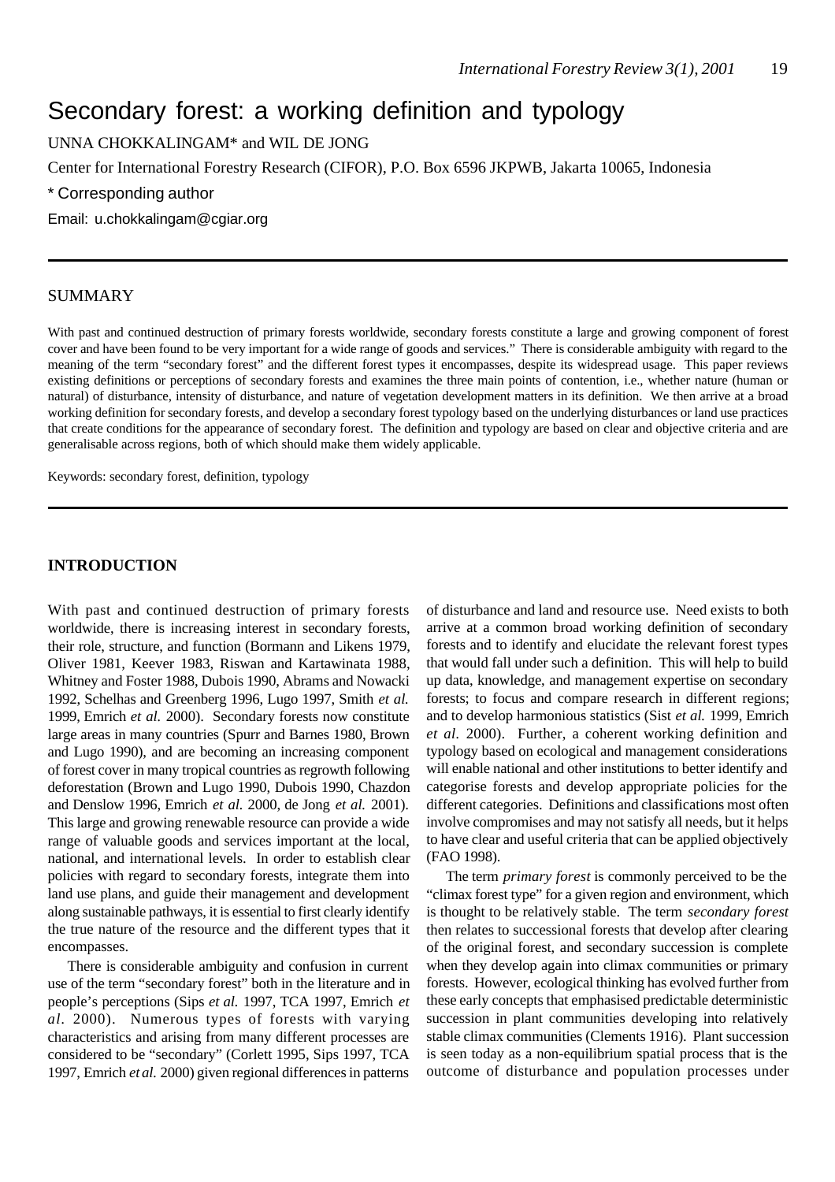# Secondary forest: a working definition and typology

UNNA CHOKKALINGAM* and WIL DE JONG

Center for International Forestry Research (CIFOR), P.O. Box 6596 JKPWB, Jakarta 10065, Indonesia

* Corresponding author

Email: u.chokkalingam@cgiar.org

## SUMMARY

With past and continued destruction of primary forests worldwide, secondary forests constitute a large and growing component of forest cover and have been found to be very important for a wide range of goods and services." There is considerable ambiguity with regard to the meaning of the term "secondary forest" and the different forest types it encompasses, despite its widespread usage. This paper reviews existing definitions or perceptions of secondary forests and examines the three main points of contention, i.e., whether nature (human or natural) of disturbance, intensity of disturbance, and nature of vegetation development matters in its definition. We then arrive at a broad working definition for secondary forests, and develop a secondary forest typology based on the underlying disturbances or land use practices that create conditions for the appearance of secondary forest. The definition and typology are based on clear and objective criteria and are generalisable across regions, both of which should make them widely applicable.

Keywords: secondary forest, definition, typology

## INTRODUCTION

With past and continued destruction of primary forests worldwide, there is increasing interest in secondary forests, their role, structure, and function (Bormann and Likens 1979, Oliver 1981, Keever 1983, Riswan and Kartawinata 1988, Whitney and Foster 1988, Dubois 1990, Abrams and Nowacki 1992, Schelhas and Greenberg 1996, Lugo 1997, Smith *et al.* 1999, Emrich *et al.* 2000). Secondary forests now constitute large areas in many countries (Spurr and Barnes 1980, Brown and Lugo 1990), and are becoming an increasing component of forest cover in many tropical countries as regrowth following deforestation (Brown and Lugo 1990, Dubois 1990, Chazdon and Denslow 1996, Emrich *et al.* 2000, de Jong *et al.* 2001). This large and growing renewable resource can provide a wide range of valuable goods and services important at the local, national, and international levels. In order to establish clear policies with regard to secondary forests, integrate them into land use plans, and guide their management and development along sustainable pathways, it is essential to first clearly identify the true nature of the resource and the different types that it encompasses.

There is considerable ambiguity and confusion in current use of the term "secondary forest" both in the literature and in people's perceptions (Sips *et al.* 1997, TCA 1997, Emrich *et al.* 2000). Numerous types of forests with varying characteristics and arising from many different processes are considered to be "secondary" (Corlett 1995, Sips 1997, TCA 1997, Emrich *et al.* 2000) given regional differences in patterns of disturbance and land and resource use. Need exists to both arrive at a common broad working definition of secondary forests and to identify and elucidate the relevant forest types that would fall under such a definition. This will help to build up data, knowledge, and management expertise on secondary forests; to focus and compare research in different regions; and to develop harmonious statistics (Sist *et al.* 1999, Emrich *et al.* 2000). Further, a coherent working definition and typology based on ecological and management considerations will enable national and other institutions to better identify and categorise forests and develop appropriate policies for the different categories. Definitions and classifications most often involve compromises and may not satisfy all needs, but it helps to have clear and useful criteria that can be applied objectively (FAO 1998).

The term *primary forest* is commonly perceived to be the "climax forest type" for a given region and environment, which is thought to be relatively stable. The term *secondary forest* then relates to successional forests that develop after clearing of the original forest, and secondary succession is complete when they develop again into climax communities or primary forests. However, ecological thinking has evolved further from these early concepts that emphasised predictable deterministic succession in plant communities developing into relatively stable climax communities (Clements 1916). Plant succession is seen today as a non-equilibrium spatial process that is the outcome of disturbance and population processes under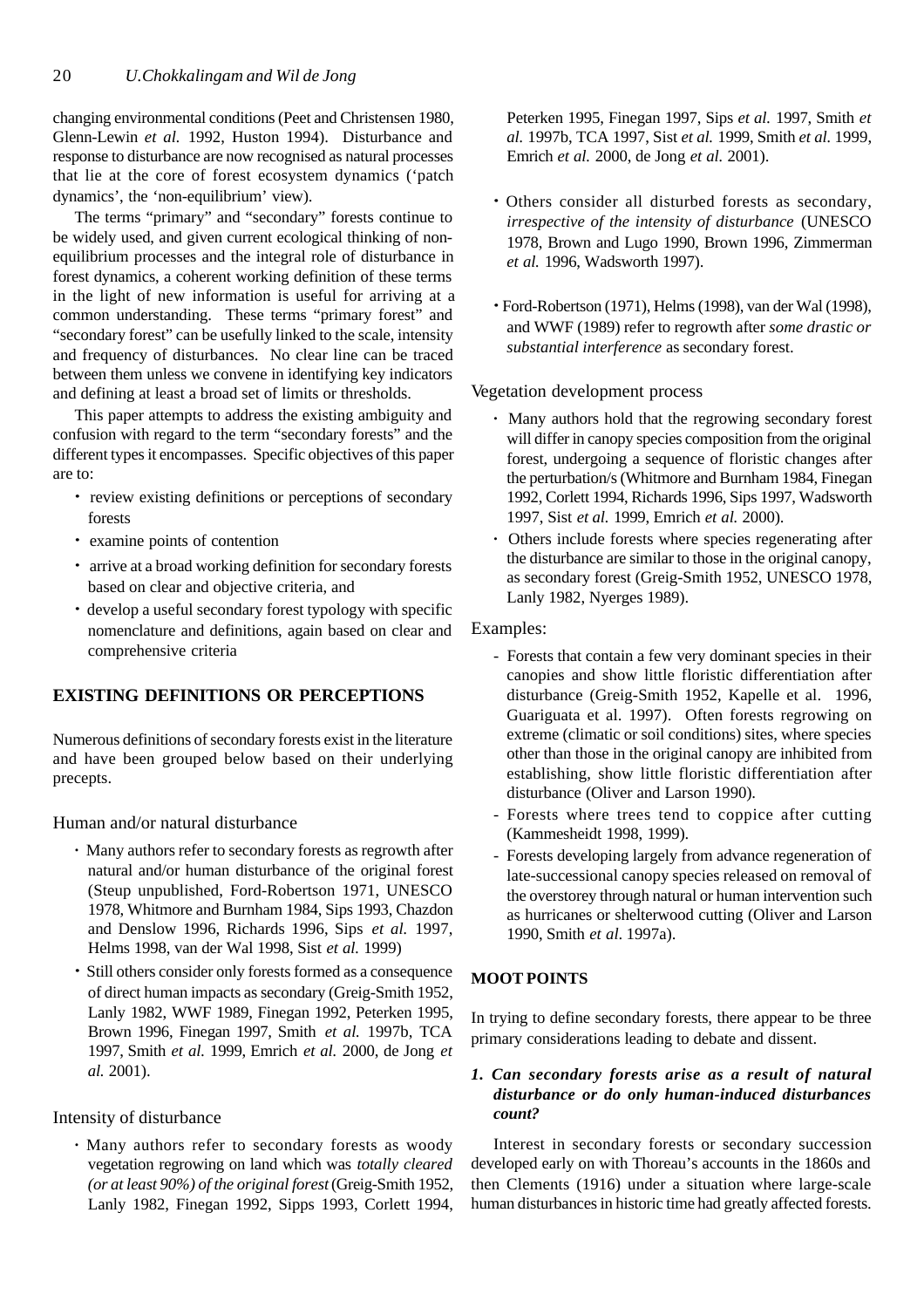changing environmental conditions (Peet and Christensen 1980, Glenn-Lewin *et al.* 1992, Huston 1994). Disturbance and response to disturbance are now recognised as natural processes that lie at the core of forest ecosystem dynamics ('patch dynamics', the 'non-equilibrium' view).

The terms "primary" and "secondary" forests continue to be widely used, and given current ecological thinking of non-equilibrium processes and the integral role of disturbance in forest dynamics, a coherent working definition of these terms in the light of new information is useful for arriving at a common understanding. These terms "primary forest" and "secondary forest" can be usefully linked to the scale, intensity and frequency of disturbances. No clear line can be traced between them unless we convene in identifying key indicators and defining at least a broad set of limits or thresholds.

This paper attempts to address the existing ambiguity and confusion with regard to the term "secondary forests" and the different types it encompasses. Specific objectives of this paper are to:

- review existing definitions or perceptions of secondary forests
- examine points of contention
- arrive at a broad working definition for secondary forests based on clear and objective criteria, and
- develop a useful secondary forest typology with specific nomenclature and definitions, again based on clear and comprehensive criteria

## EXISTING DEFINITIONS OR PERCEPTIONS

Numerous definitions of secondary forests exist in the literature and have been grouped below based on their underlying precepts.

### Human and/or natural disturbance

- Many authors refer to secondary forests as regrowth after natural and/or human disturbance of the original forest (Steup unpublished, Ford-Robertson 1971, UNESCO 1978, Whitmore and Burnham 1984, Sips 1993, Chazdon and Denslow 1996, Richards 1996, Sips *et al.* 1997, Helms 1998, van der Wal 1998, Sist *et al.* 1999)
- Still others consider only forests formed as a consequence of direct human impacts as secondary (Greig-Smith 1952, Lanly 1982, WWF 1989, Finegan 1992, Peterken 1995, Brown 1996, Finegan 1997, Smith *et al.* 1997b, TCA 1997, Smith *et al.* 1999, Emrich *et al.* 2000, de Jong *et al.* 2001).

### Intensity of disturbance

- Many authors refer to secondary forests as woody vegetation regrowing on land which was *totally cleared (or at least 90%) of the original forest* (Greig-Smith 1952, Lanly 1982, Finegan 1992, Sipps 1993, Corlett 1994, Peterken 1995, Finegan 1997, Sips *et al.* 1997, Smith *et al.* 1997b, TCA 1997, Sist *et al.* 1999, Smith *et al.* 1999, Emrich *et al.* 2000, de Jong *et al.* 2001).
- Others consider all disturbed forests as secondary, *irrespective of the intensity of disturbance* (UNESCO 1978, Brown and Lugo 1990, Brown 1996, Zimmerman *et al.* 1996, Wadsworth 1997).
- Ford-Robertson (1971), Helms (1998), van der Wal (1998), and WWF (1989) refer to regrowth after *some drastic or substantial interference* as secondary forest.

### Vegetation development process

- Many authors hold that the regrowing secondary forest will differ in canopy species composition from the original forest, undergoing a sequence of floristic changes after the perturbation/s (Whitmore and Burnham 1984, Finegan 1992, Corlett 1994, Richards 1996, Sips 1997, Wadsworth 1997, Sist *et al.* 1999, Emrich *et al.* 2000).
- Others include forests where species regenerating after the disturbance are similar to those in the original canopy, as secondary forest (Greig-Smith 1952, UNESCO 1978, Lanly 1982, Nyerges 1989).

### Examples:

- Forests that contain a few very dominant species in their canopies and show little floristic differentiation after disturbance (Greig-Smith 1952, Kapelle et al. 1996, Guariguata et al. 1997). Often forests regrowing on extreme (climatic or soil conditions) sites, where species other than those in the original canopy are inhibited from establishing, show little floristic differentiation after disturbance (Oliver and Larson 1990).
- Forests where trees tend to coppice after cutting (Kammesheidt 1998, 1999).
- Forests developing largely from advance regeneration of late-successional canopy species released on removal of the overstorey through natural or human intervention such as hurricanes or shelterwood cutting (Oliver and Larson 1990, Smith *et al.* 1997a).

## MOOT POINTS

In trying to define secondary forests, there appear to be three primary considerations leading to debate and dissent.

### *1. Can secondary forests arise as a result of natural disturbance or do only human-induced disturbances count?*

Interest in secondary forests or secondary succession developed early on with Thoreau's accounts in the 1860s and then Clements (1916) under a situation where large-scale human disturbances in historic time had greatly affected forests.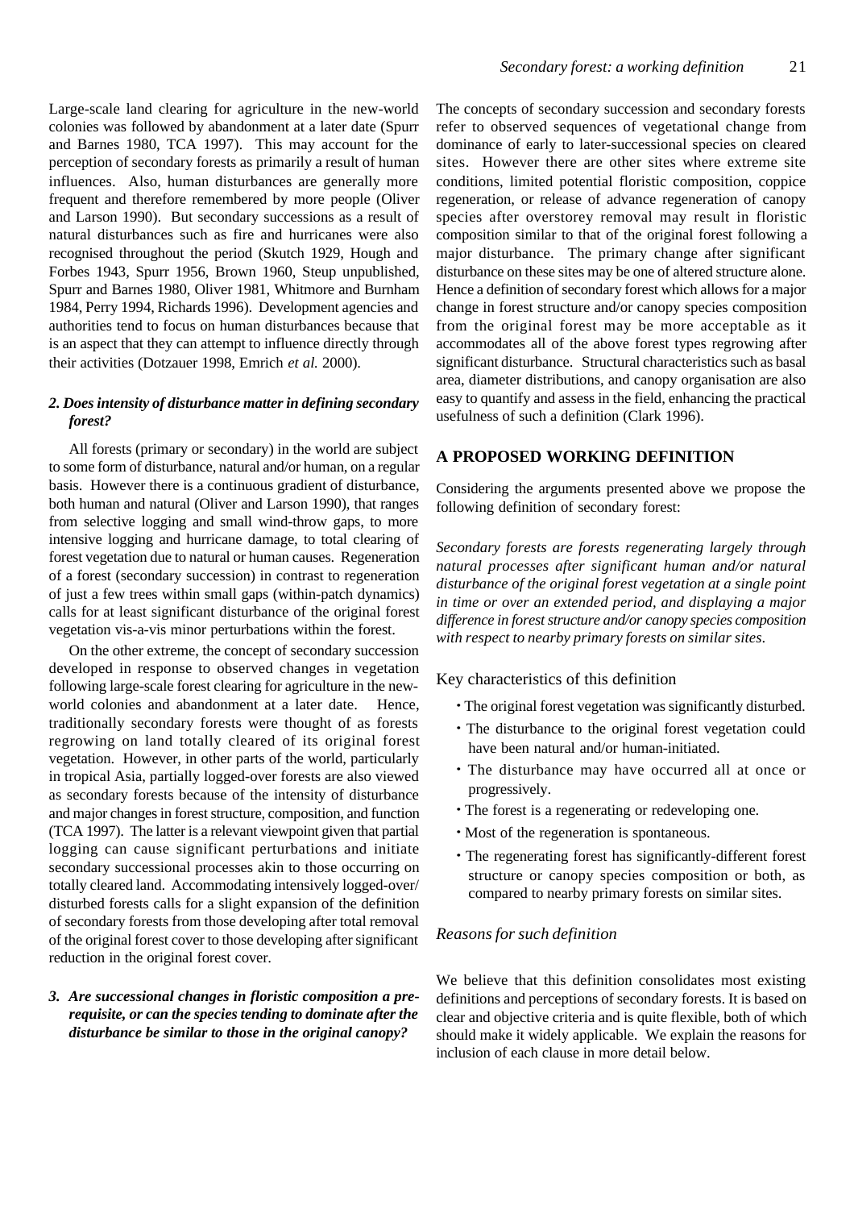Large-scale land clearing for agriculture in the new-world colonies was followed by abandonment at a later date (Spurr and Barnes 1980, TCA 1997). This may account for the perception of secondary forests as primarily a result of human influences. Also, human disturbances are generally more frequent and therefore remembered by more people (Oliver and Larson 1990). But secondary successions as a result of natural disturbances such as fire and hurricanes were also recognised throughout the period (Skutch 1929, Hough and Forbes 1943, Spurr 1956, Brown 1960, Steup unpublished, Spurr and Barnes 1980, Oliver 1981, Whitmore and Burnham 1984, Perry 1994, Richards 1996). Development agencies and authorities tend to focus on human disturbances because that is an aspect that they can attempt to influence directly through their activities (Dotzauer 1998, Emrich *et al.* 2000).

### *2. Does intensity of disturbance matter in defining secondary forest?*

All forests (primary or secondary) in the world are subject to some form of disturbance, natural and/or human, on a regular basis. However there is a continuous gradient of disturbance, both human and natural (Oliver and Larson 1990), that ranges from selective logging and small wind-throw gaps, to more intensive logging and hurricane damage, to total clearing of forest vegetation due to natural or human causes. Regeneration of a forest (secondary succession) in contrast to regeneration of just a few trees within small gaps (within-patch dynamics) calls for at least significant disturbance of the original forest vegetation vis-a-vis minor perturbations within the forest.

On the other extreme, the concept of secondary succession developed in response to observed changes in vegetation following large-scale forest clearing for agriculture in the new-world colonies and abandonment at a later date. Hence, traditionally secondary forests were thought of as forests regrowing on land totally cleared of its original forest vegetation. However, in other parts of the world, particularly in tropical Asia, partially logged-over forests are also viewed as secondary forests because of the intensity of disturbance and major changes in forest structure, composition, and function (TCA 1997). The latter is a relevant viewpoint given that partial logging can cause significant perturbations and initiate secondary successional processes akin to those occurring on totally cleared land. Accommodating intensively logged-over/disturbed forests calls for a slight expansion of the definition of secondary forests from those developing after total removal of the original forest cover to those developing after significant reduction in the original forest cover.

### *3. Are successional changes in floristic composition a prerequisite, or can the species tending to dominate after the disturbance be similar to those in the original canopy?*

The concepts of secondary succession and secondary forests refer to observed sequences of vegetational change from dominance of early to later-successional species on cleared sites. However there are other sites where extreme site conditions, limited potential floristic composition, coppice regeneration, or release of advance regeneration of canopy species after overstorey removal may result in floristic composition similar to that of the original forest following a major disturbance. The primary change after significant disturbance on these sites may be one of altered structure alone. Hence a definition of secondary forest which allows for a major change in forest structure and/or canopy species composition from the original forest may be more acceptable as it accommodates all of the above forest types regrowing after significant disturbance. Structural characteristics such as basal area, diameter distributions, and canopy organisation are also easy to quantify and assess in the field, enhancing the practical usefulness of such a definition (Clark 1996).

## A PROPOSED WORKING DEFINITION

Considering the arguments presented above we propose the following definition of secondary forest:

*Secondary forests are forests regenerating largely through natural processes after significant human and/or natural disturbance of the original forest vegetation at a single point in time or over an extended period, and displaying a major difference in forest structure and/or canopy species composition with respect to nearby primary forests on similar sites.*

### Key characteristics of this definition

- The original forest vegetation was significantly disturbed.
- The disturbance to the original forest vegetation could have been natural and/or human-initiated.
- The disturbance may have occurred all at once or progressively.
- The forest is a regenerating or redeveloping one.
- Most of the regeneration is spontaneous.
- The regenerating forest has significantly-different forest structure or canopy species composition or both, as compared to nearby primary forests on similar sites.

### *Reasons for such definition*

We believe that this definition consolidates most existing definitions and perceptions of secondary forests. It is based on clear and objective criteria and is quite flexible, both of which should make it widely applicable. We explain the reasons for inclusion of each clause in more detail below.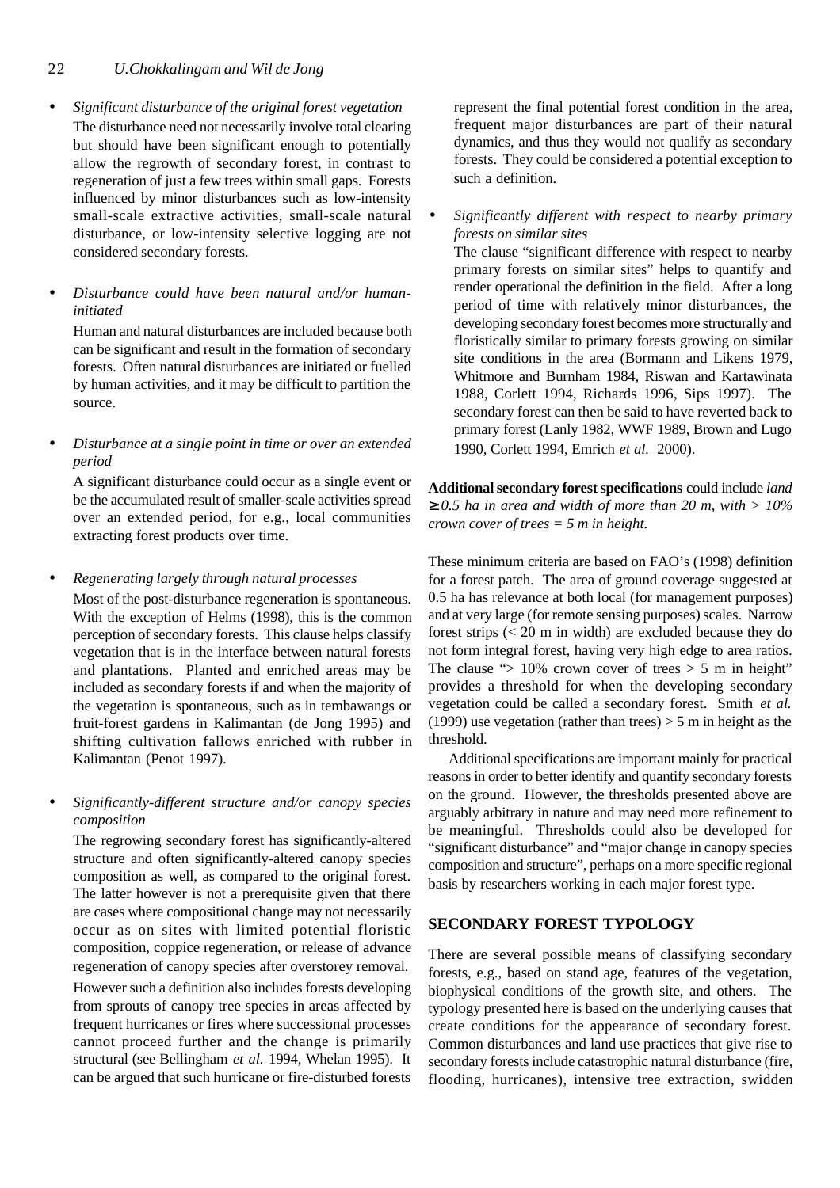- *Significant disturbance of the original forest vegetation*

  The disturbance need not necessarily involve total clearing but should have been significant enough to potentially allow the regrowth of secondary forest, in contrast to regeneration of just a few trees within small gaps. Forests influenced by minor disturbances such as low-intensity small-scale extractive activities, small-scale natural disturbance, or low-intensity selective logging are not considered secondary forests.

- *Disturbance could have been natural and/or human-initiated*

  Human and natural disturbances are included because both can be significant and result in the formation of secondary forests. Often natural disturbances are initiated or fuelled by human activities, and it may be difficult to partition the source.

- *Disturbance at a single point in time or over an extended period*

  A significant disturbance could occur as a single event or be the accumulated result of smaller-scale activities spread over an extended period, for e.g., local communities extracting forest products over time.

- *Regenerating largely through natural processes*

  Most of the post-disturbance regeneration is spontaneous. With the exception of Helms (1998), this is the common perception of secondary forests. This clause helps classify vegetation that is in the interface between natural forests and plantations. Planted and enriched areas may be included as secondary forests if and when the majority of the vegetation is spontaneous, such as in tembawangs or fruit-forest gardens in Kalimantan (de Jong 1995) and shifting cultivation fallows enriched with rubber in Kalimantan (Penot 1997).

- *Significantly-different structure and/or canopy species composition*

  The regrowing secondary forest has significantly-altered structure and often significantly-altered canopy species composition as well, as compared to the original forest. The latter however is not a prerequisite given that there are cases where compositional change may not necessarily occur as on sites with limited potential floristic composition, coppice regeneration, or release of advance regeneration of canopy species after overstorey removal.

  However such a definition also includes forests developing from sprouts of canopy tree species in areas affected by frequent hurricanes or fires where successional processes cannot proceed further and the change is primarily structural (see Bellingham *et al.* 1994, Whelan 1995). It can be argued that such hurricane or fire-disturbed forests represent the final potential forest condition in the area, frequent major disturbances are part of their natural dynamics, and thus they would not qualify as secondary forests. They could be considered a potential exception to such a definition.

- *Significantly different with respect to nearby primary forests on similar sites*

  The clause "significant difference with respect to nearby primary forests on similar sites" helps to quantify and render operational the definition in the field. After a long period of time with relatively minor disturbances, the developing secondary forest becomes more structurally and floristically similar to primary forests growing on similar site conditions in the area (Bormann and Likens 1979, Whitmore and Burnham 1984, Riswan and Kartawinata 1988, Corlett 1994, Richards 1996, Sips 1997). The secondary forest can then be said to have reverted back to primary forest (Lanly 1982, WWF 1989, Brown and Lugo 1990, Corlett 1994, Emrich *et al.* 2000).

**Additional secondary forest specifications** could include *land ≥ 0.5 ha in area and width of more than 20 m, with > 10% crown cover of trees = 5 m in height.*

These minimum criteria are based on FAO's (1998) definition for a forest patch. The area of ground coverage suggested at 0.5 ha has relevance at both local (for management purposes) and at very large (for remote sensing purposes) scales. Narrow forest strips (< 20 m in width) are excluded because they do not form integral forest, having very high edge to area ratios. The clause "> 10% crown cover of trees > 5 m in height" provides a threshold for when the developing secondary vegetation could be called a secondary forest. Smith *et al.* (1999) use vegetation (rather than trees) > 5 m in height as the threshold.

Additional specifications are important mainly for practical reasons in order to better identify and quantify secondary forests on the ground. However, the thresholds presented above are arguably arbitrary in nature and may need more refinement to be meaningful. Thresholds could also be developed for "significant disturbance" and "major change in canopy species composition and structure", perhaps on a more specific regional basis by researchers working in each major forest type.

## SECONDARY FOREST TYPOLOGY

There are several possible means of classifying secondary forests, e.g., based on stand age, features of the vegetation, biophysical conditions of the growth site, and others. The typology presented here is based on the underlying causes that create conditions for the appearance of secondary forest. Common disturbances and land use practices that give rise to secondary forests include catastrophic natural disturbance (fire, flooding, hurricanes), intensive tree extraction, swidden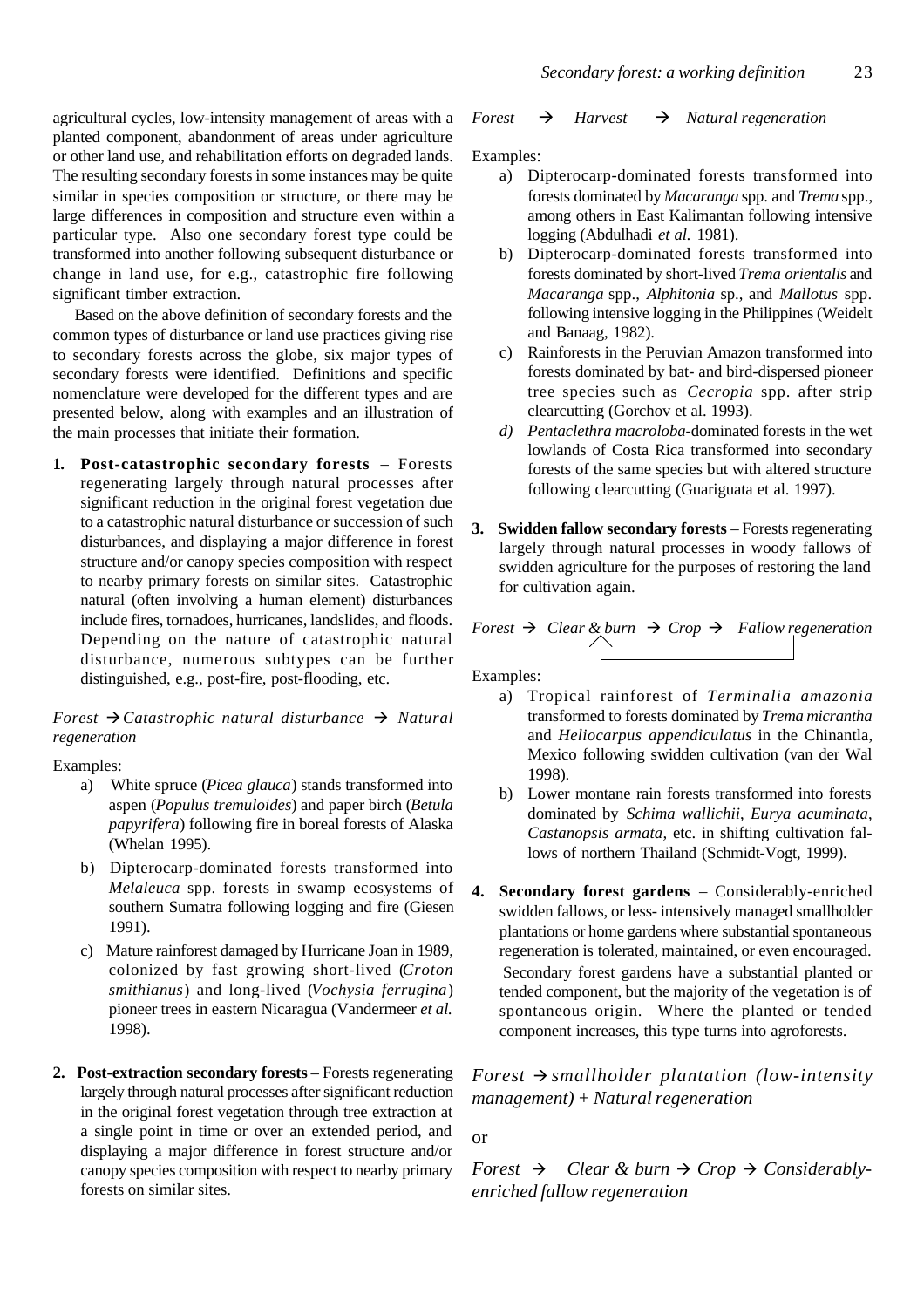agricultural cycles, low-intensity management of areas with a planted component, abandonment of areas under agriculture or other land use, and rehabilitation efforts on degraded lands. The resulting secondary forests in some instances may be quite similar in species composition or structure, or there may be large differences in composition and structure even within a particular type. Also one secondary forest type could be transformed into another following subsequent disturbance or change in land use, for e.g., catastrophic fire following significant timber extraction.

Based on the above definition of secondary forests and the common types of disturbance or land use practices giving rise to secondary forests across the globe, six major types of secondary forests were identified. Definitions and specific nomenclature were developed for the different types and are presented below, along with examples and an illustration of the main processes that initiate their formation.

1. **Post-catastrophic secondary forests** – Forests regenerating largely through natural processes after significant reduction in the original forest vegetation due to a catastrophic natural disturbance or succession of such disturbances, and displaying a major difference in forest structure and/or canopy species composition with respect to nearby primary forests on similar sites. Catastrophic natural (often involving a human element) disturbances include fires, tornadoes, hurricanes, landslides, and floods. Depending on the nature of catastrophic natural disturbance, numerous subtypes can be further distinguished, e.g., post-fire, post-flooding, etc.

*Forest → Catastrophic natural disturbance → Natural regeneration*

Examples:

a) White spruce (*Picea glauca*) stands transformed into aspen (*Populus tremuloides*) and paper birch (*Betula papyrifera*) following fire in boreal forests of Alaska (Whelan 1995).

b) Dipterocarp-dominated forests transformed into *Melaleuca* spp. forests in swamp ecosystems of southern Sumatra following logging and fire (Giesen 1991).

c) Mature rainforest damaged by Hurricane Joan in 1989, colonized by fast growing short-lived (*Croton smithianus*) and long-lived (*Vochysia ferrugina*) pioneer trees in eastern Nicaragua (Vandermeer *et al.* 1998).

2. **Post-extraction secondary forests** – Forests regenerating largely through natural processes after significant reduction in the original forest vegetation through tree extraction at a single point in time or over an extended period, and displaying a major difference in forest structure and/or canopy species composition with respect to nearby primary forests on similar sites.

*Forest → Harvest → Natural regeneration*

Examples:

a) Dipterocarp-dominated forests transformed into forests dominated by *Macaranga* spp. and *Trema* spp., among others in East Kalimantan following intensive logging (Abdulhadi *et al.* 1981).

b) Dipterocarp-dominated forests transformed into forests dominated by short-lived *Trema orientalis* and *Macaranga* spp., *Alphitonia* sp., and *Mallotus* spp. following intensive logging in the Philippines (Weidelt and Banaag, 1982).

c) Rainforests in the Peruvian Amazon transformed into forests dominated by bat- and bird-dispersed pioneer tree species such as *Cecropia* spp. after strip clearcutting (Gorchov et al. 1993).

*d)* *Pentaclethra macroloba*-dominated forests in the wet lowlands of Costa Rica transformed into secondary forests of the same species but with altered structure following clearcutting (Guariguata et al. 1997).

3. **Swidden fallow secondary forests** – Forests regenerating largely through natural processes in woody fallows of swidden agriculture for the purposes of restoring the land for cultivation again.

*Forest → Clear & burn → Crop → Fallow regeneration* (with a return arrow from Fallow regeneration back to Clear & burn)

Examples:

a) Tropical rainforest of *Terminalia amazonia* transformed to forests dominated by *Trema micrantha* and *Heliocarpus appendiculatus* in the Chinantla, Mexico following swidden cultivation (van der Wal 1998).

b) Lower montane rain forests transformed into forests dominated by *Schima wallichii*, *Eurya acuminata*, *Castanopsis armata*, etc. in shifting cultivation fallows of northern Thailand (Schmidt-Vogt, 1999).

4. **Secondary forest gardens** – Considerably-enriched swidden fallows, or less- intensively managed smallholder plantations or home gardens where substantial spontaneous regeneration is tolerated, maintained, or even encouraged. Secondary forest gardens have a substantial planted or tended component, but the majority of the vegetation is of spontaneous origin. Where the planted or tended component increases, this type turns into agroforests.

*Forest → smallholder plantation (low-intensity management) + Natural regeneration*

or

*Forest → Clear & burn → Crop → Considerably-enriched fallow regeneration*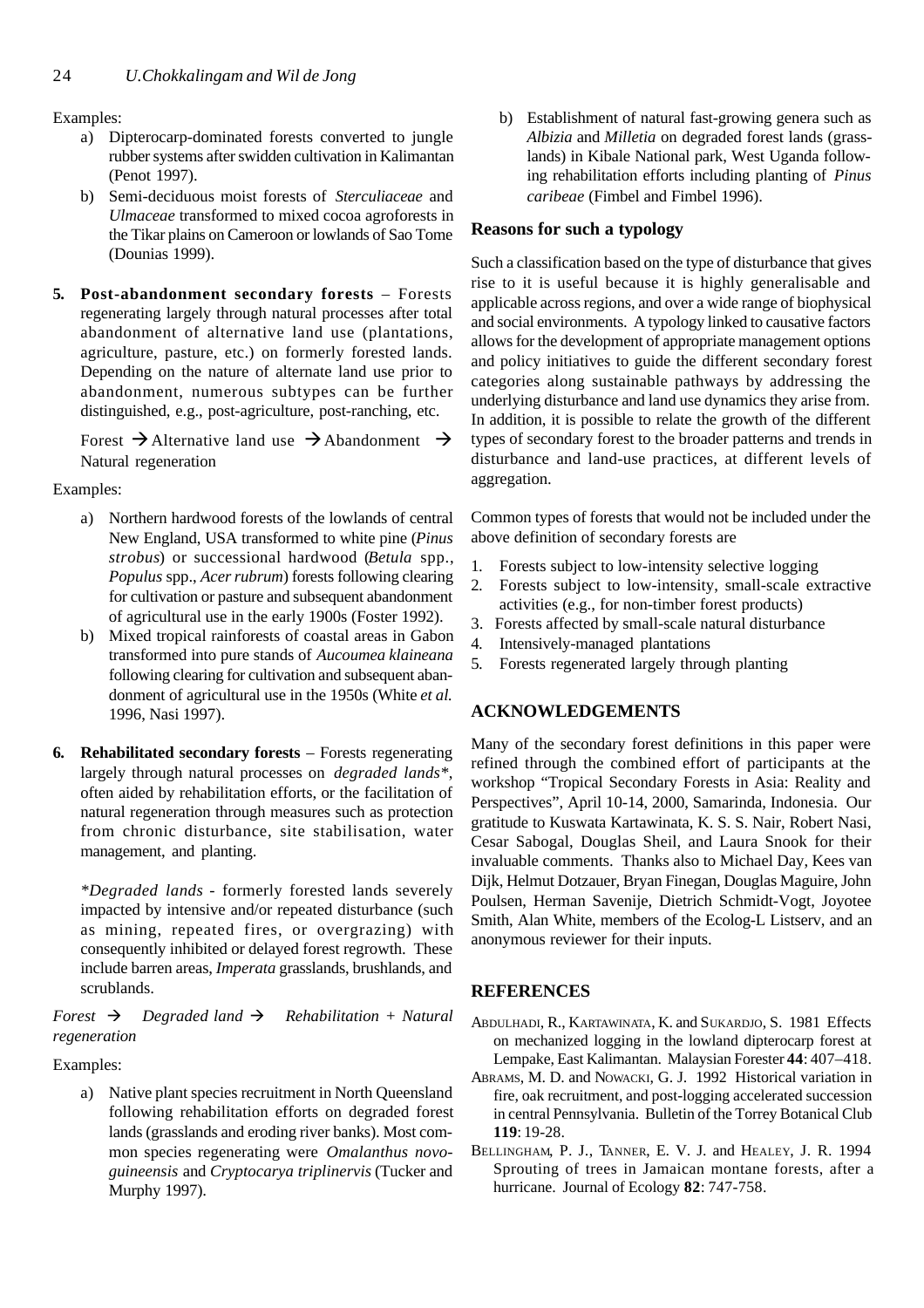Examples:

a) Dipterocarp-dominated forests converted to jungle rubber systems after swidden cultivation in Kalimantan (Penot 1997).
b) Semi-deciduous moist forests of *Sterculiaceae* and *Ulmaceae* transformed to mixed cocoa agroforests in the Tikar plains on Cameroon or lowlands of Sao Tome (Dounias 1999).

**5. Post-abandonment secondary forests** – Forests regenerating largely through natural processes after total abandonment of alternative land use (plantations, agriculture, pasture, etc.) on formerly forested lands. Depending on the nature of alternate land use prior to abandonment, numerous subtypes can be further distinguished, e.g., post-agriculture, post-ranching, etc.

Forest → Alternative land use → Abandonment → Natural regeneration

Examples:

a) Northern hardwood forests of the lowlands of central New England, USA transformed to white pine (*Pinus strobus*) or successional hardwood (*Betula* spp., *Populus* spp., *Acer rubrum*) forests following clearing for cultivation or pasture and subsequent abandonment of agricultural use in the early 1900s (Foster 1992).
b) Mixed tropical rainforests of coastal areas in Gabon transformed into pure stands of *Aucoumea klaineana* following clearing for cultivation and subsequent abandonment of agricultural use in the 1950s (White *et al.* 1996, Nasi 1997).

**6. Rehabilitated secondary forests** – Forests regenerating largely through natural processes on *degraded lands\**, often aided by rehabilitation efforts, or the facilitation of natural regeneration through measures such as protection from chronic disturbance, site stabilisation, water management, and planting.

*\*Degraded lands* - formerly forested lands severely impacted by intensive and/or repeated disturbance (such as mining, repeated fires, or overgrazing) with consequently inhibited or delayed forest regrowth. These include barren areas, *Imperata* grasslands, brushlands, and scrublands.

*Forest → Degraded land → Rehabilitation + Natural regeneration*

Examples:

a) Native plant species recruitment in North Queensland following rehabilitation efforts on degraded forest lands (grasslands and eroding river banks). Most common species regenerating were *Omalanthus novoguineensis* and *Cryptocarya triplinervis* (Tucker and Murphy 1997).
b) Establishment of natural fast-growing genera such as *Albizia* and *Milletia* on degraded forest lands (grasslands) in Kibale National park, West Uganda following rehabilitation efforts including planting of *Pinus caribeae* (Fimbel and Fimbel 1996).

## Reasons for such a typology

Such a classification based on the type of disturbance that gives rise to it is useful because it is highly generalisable and applicable across regions, and over a wide range of biophysical and social environments. A typology linked to causative factors allows for the development of appropriate management options and policy initiatives to guide the different secondary forest categories along sustainable pathways by addressing the underlying disturbance and land use dynamics they arise from. In addition, it is possible to relate the growth of the different types of secondary forest to the broader patterns and trends in disturbance and land-use practices, at different levels of aggregation.

Common types of forests that would not be included under the above definition of secondary forests are

1. Forests subject to low-intensity selective logging
2. Forests subject to low-intensity, small-scale extractive activities (e.g., for non-timber forest products)
3. Forests affected by small-scale natural disturbance
4. Intensively-managed plantations
5. Forests regenerated largely through planting

## ACKNOWLEDGEMENTS

Many of the secondary forest definitions in this paper were refined through the combined effort of participants at the workshop "Tropical Secondary Forests in Asia: Reality and Perspectives", April 10-14, 2000, Samarinda, Indonesia. Our gratitude to Kuswata Kartawinata, K. S. S. Nair, Robert Nasi, Cesar Sabogal, Douglas Sheil, and Laura Snook for their invaluable comments. Thanks also to Michael Day, Kees van Dijk, Helmut Dotzauer, Bryan Finegan, Douglas Maguire, John Poulsen, Herman Savenije, Dietrich Schmidt-Vogt, Joyotee Smith, Alan White, members of the Ecolog-L Listserv, and an anonymous reviewer for their inputs.

## REFERENCES

ABDULHADI, R., KARTAWINATA, K. and SUKARDJO, S. 1981 Effects on mechanized logging in the lowland dipterocarp forest at Lempake, East Kalimantan. Malaysian Forester **44**: 407–418.

ABRAMS, M. D. and NOWACKI, G. J. 1992 Historical variation in fire, oak recruitment, and post-logging accelerated succession in central Pennsylvania. Bulletin of the Torrey Botanical Club **119**: 19-28.

BELLINGHAM, P. J., TANNER, E. V. J. and HEALEY, J. R. 1994 Sprouting of trees in Jamaican montane forests, after a hurricane. Journal of Ecology **82**: 747-758.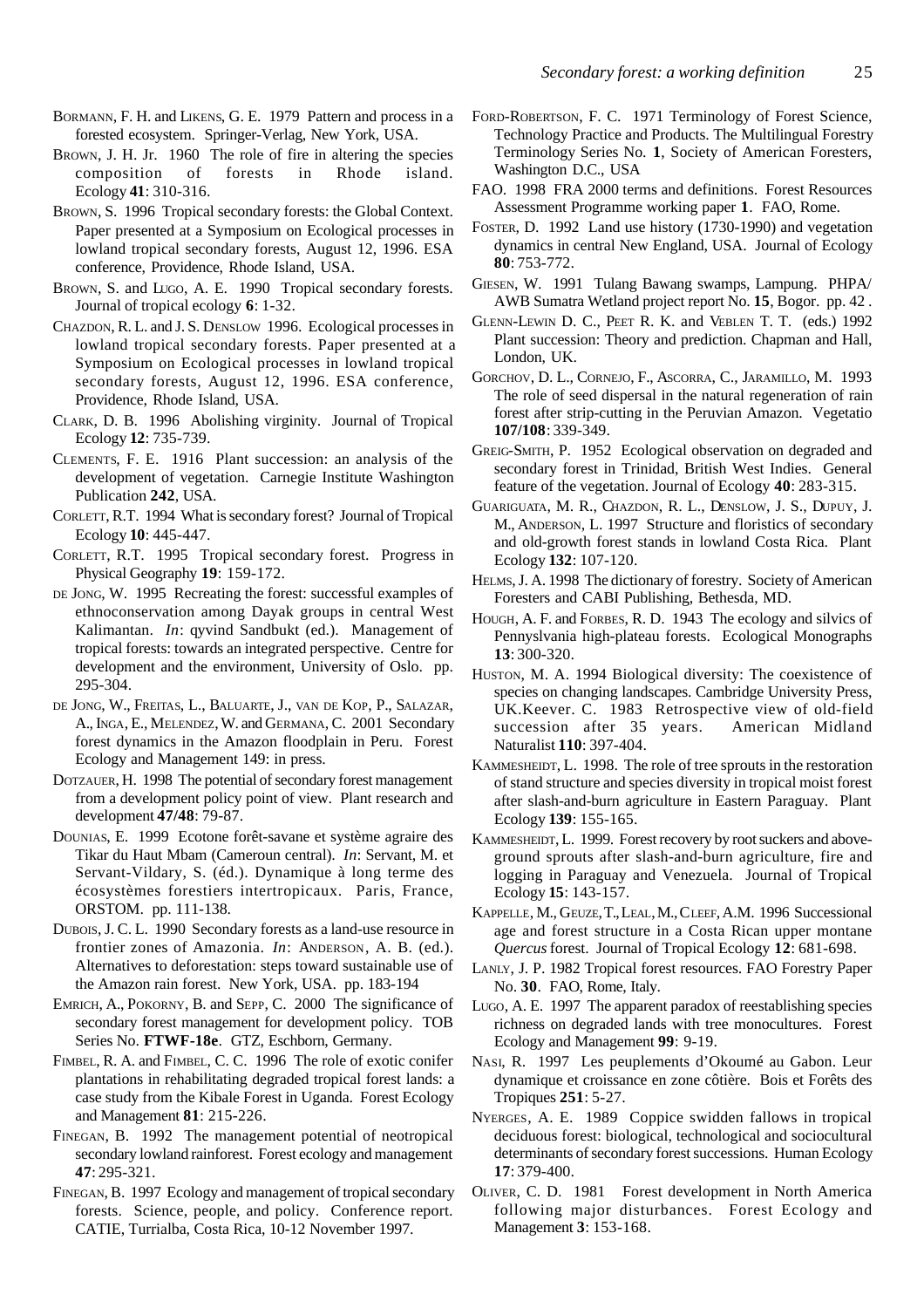Bormann, F. H. and Likens, G. E. 1979 Pattern and process in a forested ecosystem. Springer-Verlag, New York, USA.

Brown, J. H. Jr. 1960 The role of fire in altering the species composition of forests in Rhode island. Ecology **41**: 310-316.

Brown, S. 1996 Tropical secondary forests: the Global Context. Paper presented at a Symposium on Ecological processes in lowland tropical secondary forests, August 12, 1996. ESA conference, Providence, Rhode Island, USA.

Brown, S. and Lugo, A. E. 1990 Tropical secondary forests. Journal of tropical ecology **6**: 1-32.

Chazdon, R. L. and J. S. Denslow 1996. Ecological processes in lowland tropical secondary forests. Paper presented at a Symposium on Ecological processes in lowland tropical secondary forests, August 12, 1996. ESA conference, Providence, Rhode Island, USA.

Clark, D. B. 1996 Abolishing virginity. Journal of Tropical Ecology **12**: 735-739.

Clements, F. E. 1916 Plant succession: an analysis of the development of vegetation. Carnegie Institute Washington Publication **242**, USA.

Corlett, R.T. 1994 What is secondary forest? Journal of Tropical Ecology **10**: 445-447.

Corlett, R.T. 1995 Tropical secondary forest. Progress in Physical Geography **19**: 159-172.

de Jong, W. 1995 Recreating the forest: successful examples of ethnoconservation among Dayak groups in central West Kalimantan. *In*: qyvind Sandbukt (ed.). Management of tropical forests: towards an integrated perspective. Centre for development and the environment, University of Oslo. pp. 295-304.

de Jong, W., Freitas, L., Baluarte, J., van de Kop, P., Salazar, A., Inga, E., Melendez, W. and Germana, C. 2001 Secondary forest dynamics in the Amazon floodplain in Peru. Forest Ecology and Management 149: in press.

Dotzauer, H. 1998 The potential of secondary forest management from a development policy point of view. Plant research and development **47/48**: 79-87.

Dounias, E. 1999 Ecotone forêt-savane et système agraire des Tikar du Haut Mbam (Cameroun central). *In*: Servant, M. et Servant-Vildary, S. (éd.). Dynamique à long terme des écosystèmes forestiers intertropicaux. Paris, France, ORSTOM. pp. 111-138.

Dubois, J. C. L. 1990 Secondary forests as a land-use resource in frontier zones of Amazonia. *In*: Anderson, A. B. (ed.). Alternatives to deforestation: steps toward sustainable use of the Amazon rain forest. New York, USA. pp. 183-194

Emrich, A., Pokorny, B. and Sepp, C. 2000 The significance of secondary forest management for development policy. TOB Series No. **FTWF-18e**. GTZ, Eschborn, Germany.

Fimbel, R. A. and Fimbel, C. C. 1996 The role of exotic conifer plantations in rehabilitating degraded tropical forest lands: a case study from the Kibale Forest in Uganda. Forest Ecology and Management **81**: 215-226.

Finegan, B. 1992 The management potential of neotropical secondary lowland rainforest. Forest ecology and management **47**: 295-321.

Finegan, B. 1997 Ecology and management of tropical secondary forests. Science, people, and policy. Conference report. CATIE, Turrialba, Costa Rica, 10-12 November 1997.

Ford-Robertson, F. C. 1971 Terminology of Forest Science, Technology Practice and Products. The Multilingual Forestry Terminology Series No. **1**, Society of American Foresters, Washington D.C., USA

FAO. 1998 FRA 2000 terms and definitions. Forest Resources Assessment Programme working paper **1**. FAO, Rome.

Foster, D. 1992 Land use history (1730-1990) and vegetation dynamics in central New England, USA. Journal of Ecology **80**: 753-772.

Giesen, W. 1991 Tulang Bawang swamps, Lampung. PHPA/ AWB Sumatra Wetland project report No. **15**, Bogor. pp. 42 .

Glenn-Lewin D. C., Peet R. K. and Veblen T. T. (eds.) 1992 Plant succession: Theory and prediction. Chapman and Hall, London, UK.

Gorchov, D. L., Cornejo, F., Ascorra, C., Jaramillo, M. 1993 The role of seed dispersal in the natural regeneration of rain forest after strip-cutting in the Peruvian Amazon. Vegetatio **107/108**: 339-349.

Greig-Smith, P. 1952 Ecological observation on degraded and secondary forest in Trinidad, British West Indies. General feature of the vegetation. Journal of Ecology **40**: 283-315.

Guariguata, M. R., Chazdon, R. L., Denslow, J. S., Dupuy, J. M., Anderson, L. 1997 Structure and floristics of secondary and old-growth forest stands in lowland Costa Rica. Plant Ecology **132**: 107-120.

Helms, J. A. 1998 The dictionary of forestry. Society of American Foresters and CABI Publishing, Bethesda, MD.

Hough, A. F. and Forbes, R. D. 1943 The ecology and silvics of Pennsylvania high-plateau forests. Ecological Monographs **13**: 300-320.

Huston, M. A. 1994 Biological diversity: The coexistence of species on changing landscapes. Cambridge University Press, UK.Keever. C. 1983 Retrospective view of old-field succession after 35 years. American Midland Naturalist **110**: 397-404.

Kammesheidt, L. 1998. The role of tree sprouts in the restoration of stand structure and species diversity in tropical moist forest after slash-and-burn agriculture in Eastern Paraguay. Plant Ecology **139**: 155-165.

Kammesheidt, L. 1999. Forest recovery by root suckers and above-ground sprouts after slash-and-burn agriculture, fire and logging in Paraguay and Venezuela. Journal of Tropical Ecology **15**: 143-157.

Kappelle, M., Geuze, T., Leal, M., Cleef, A.M. 1996 Successional age and forest structure in a Costa Rican upper montane *Quercus* forest. Journal of Tropical Ecology **12**: 681-698.

Lanly, J. P. 1982 Tropical forest resources. FAO Forestry Paper No. **30**. FAO, Rome, Italy.

Lugo, A. E. 1997 The apparent paradox of reestablishing species richness on degraded lands with tree monocultures. Forest Ecology and Management **99**: 9-19.

Nasi, R. 1997 Les peuplements d'Okoumé au Gabon. Leur dynamique et croissance en zone côtière. Bois et Forêts des Tropiques **251**: 5-27.

Nyerges, A. E. 1989 Coppice swidden fallows in tropical deciduous forest: biological, technological and sociocultural determinants of secondary forest successions. Human Ecology **17**: 379-400.

Oliver, C. D. 1981 Forest development in North America following major disturbances. Forest Ecology and Management **3**: 153-168.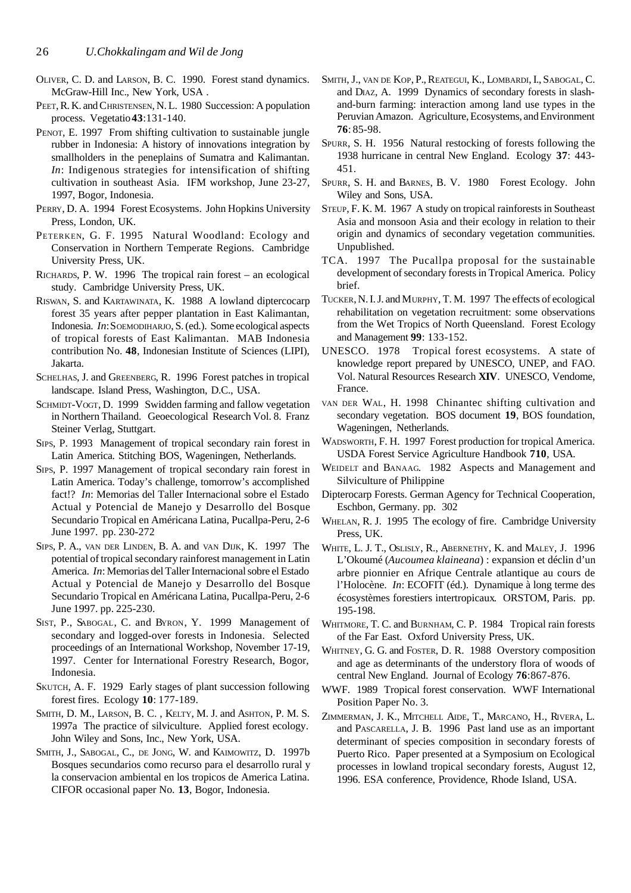OLIVER, C. D. and LARSON, B. C. 1990. Forest stand dynamics. McGraw-Hill Inc., New York, USA .

PEET, R. K. and CHRISTENSEN, N. L. 1980 Succession: A population process. Vegetatio **43**:131-140.

PENOT, E. 1997 From shifting cultivation to sustainable jungle rubber in Indonesia: A history of innovations integration by smallholders in the peneplains of Sumatra and Kalimantan. *In*: Indigenous strategies for intensification of shifting cultivation in southeast Asia. IFM workshop, June 23-27, 1997, Bogor, Indonesia.

PERRY, D. A. 1994 Forest Ecosystems. John Hopkins University Press, London, UK.

PETERKEN, G. F. 1995 Natural Woodland: Ecology and Conservation in Northern Temperate Regions. Cambridge University Press, UK.

RICHARDS, P. W. 1996 The tropical rain forest – an ecological study. Cambridge University Press, UK.

RISWAN, S. and KARTAWINATA, K. 1988 A lowland diptercocarp forest 35 years after pepper plantation in East Kalimantan, Indonesia. *In*: SOEMODIHARJO, S. (ed.). Some ecological aspects of tropical forests of East Kalimantan. MAB Indonesia contribution No. **48**, Indonesian Institute of Sciences (LIPI), Jakarta.

SCHELHAS, J. and GREENBERG, R. 1996 Forest patches in tropical landscape. Island Press, Washington, D.C., USA.

SCHMIDT-VOGT, D. 1999 Swidden farming and fallow vegetation in Northern Thailand. Geoecological Research Vol. 8. Franz Steiner Verlag, Stuttgart.

SIPS, P. 1993 Management of tropical secondary rain forest in Latin America. Stitching BOS, Wageningen, Netherlands.

SIPS, P. 1997 Management of tropical secondary rain forest in Latin America. Today's challenge, tomorrow's accomplished fact!? *In*: Memorias del Taller Internacional sobre el Estado Actual y Potencial de Manejo y Desarrollo del Bosque Secundario Tropical en Américana Latina, Pucallpa-Peru, 2-6 June 1997. pp. 230-272

SIPS, P. A., VAN DER LINDEN, B. A. and VAN DIJK, K. 1997 The potential of tropical secondary rainforest management in Latin America. *In*: Memorias del Taller Internacional sobre el Estado Actual y Potencial de Manejo y Desarrollo del Bosque Secundario Tropical en Américana Latina, Pucallpa-Peru, 2-6 June 1997. pp. 225-230.

SIST, P., SABOGAL, C. and BYRON, Y. 1999 Management of secondary and logged-over forests in Indonesia. Selected proceedings of an International Workshop, November 17-19, 1997. Center for International Forestry Research, Bogor, Indonesia.

SKUTCH, A. F. 1929 Early stages of plant succession following forest fires. Ecology **10**: 177-189.

SMITH, D. M., LARSON, B. C. , KELTY, M. J. and ASHTON, P. M. S. 1997a The practice of silviculture. Applied forest ecology. John Wiley and Sons, Inc., New York, USA.

SMITH, J., SABOGAL, C., DE JONG, W. and KAIMOWITZ, D. 1997b Bosques secundarios como recurso para el desarrollo rural y la conservacion ambiental en los tropicos de America Latina. CIFOR occasional paper No. **13**, Bogor, Indonesia.

SMITH, J., VAN DE KOP, P., REATEGUI, K., LOMBARDI, I., SABOGAL, C. and DIAZ, A. 1999 Dynamics of secondary forests in slash-and-burn farming: interaction among land use types in the Peruvian Amazon. Agriculture, Ecosystems, and Environment **76**: 85-98.

SPURR, S. H. 1956 Natural restocking of forests following the 1938 hurricane in central New England. Ecology **37**: 443-451.

SPURR, S. H. and BARNES, B. V. 1980 Forest Ecology. John Wiley and Sons, USA.

STEUP, F. K. M. 1967 A study on tropical rainforests in Southeast Asia and monsoon Asia and their ecology in relation to their origin and dynamics of secondary vegetation communities. Unpublished.

TCA. 1997 The Pucallpa proposal for the sustainable development of secondary forests in Tropical America. Policy brief.

TUCKER, N. I. J. and MURPHY, T. M. 1997 The effects of ecological rehabilitation on vegetation recruitment: some observations from the Wet Tropics of North Queensland. Forest Ecology and Management **99**: 133-152.

UNESCO. 1978 Tropical forest ecosystems. A state of knowledge report prepared by UNESCO, UNEP, and FAO. Vol. Natural Resources Research **XIV**. UNESCO, Vendome, France.

VAN DER WAL, H. 1998 Chinantec shifting cultivation and secondary vegetation. BOS document **19**, BOS foundation, Wageningen, Netherlands.

WADSWORTH, F. H. 1997 Forest production for tropical America. USDA Forest Service Agriculture Handbook **710**, USA.

WEIDELT and BANAAG. 1982 Aspects and Management and Silviculture of Philippine Dipterocarp Forests. German Agency for Technical Cooperation, Eschbon, Germany. pp. 302

WHELAN, R. J. 1995 The ecology of fire. Cambridge University Press, UK.

WHITE, L. J. T., OSLISLY, R., ABERNETHY, K. and MALEY, J. 1996 L'Okoumé (*Aucoumea klaineana*) : expansion et déclin d'un arbre pionnier en Afrique Centrale atlantique au cours de l'Holocène. *In*: ECOFIT (éd.). Dynamique à long terme des écosystèmes forestiers intertropicaux. ORSTOM, Paris. pp. 195-198.

WHITMORE, T. C. and BURNHAM, C. P. 1984 Tropical rain forests of the Far East. Oxford University Press, UK.

WHITNEY, G. G. and FOSTER, D. R. 1988 Overstory composition and age as determinants of the understory flora of woods of central New England. Journal of Ecology **76**:867-876.

WWF. 1989 Tropical forest conservation. WWF International Position Paper No. 3.

ZIMMERMAN, J. K., MITCHELL AIDE, T., MARCANO, H., RIVERA, L. and PASCARELLA, J. B. 1996 Past land use as an important determinant of species composition in secondary forests of Puerto Rico. Paper presented at a Symposium on Ecological processes in lowland tropical secondary forests, August 12, 1996. ESA conference, Providence, Rhode Island, USA.